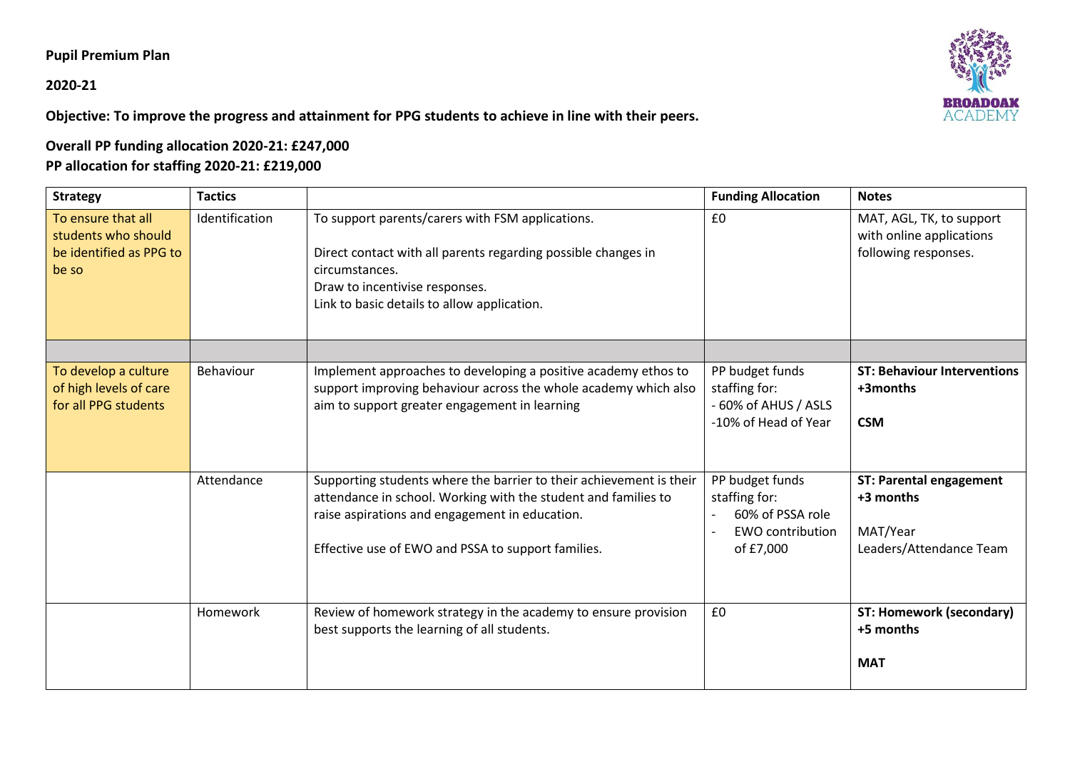**Pupil Premium Plan**

**2020-21**

**Objective: To improve the progress and attainment for PPG students to achieve in line with their peers.**

**Overall PP funding allocation 2020-21: £247,000**
**PP allocation for staffing 2020-21: £219,000**

| Strategy | Tactics | | Funding Allocation | Notes |
|---|---|---|---|---|
| To ensure that all students who should be identified as PPG to be so | Identification | To support parents/carers with FSM applications.<br><br>Direct contact with all parents regarding possible changes in circumstances.<br>Draw to incentivise responses.<br>Link to basic details to allow application. | £0 | MAT, AGL, TK, to support with online applications following responses. |
| | | | | |
| To develop a culture of high levels of care for all PPG students | Behaviour | Implement approaches to developing a positive academy ethos to support improving behaviour across the whole academy which also aim to support greater engagement in learning | PP budget funds staffing for:<br>- 60% of AHUS / ASLS<br>-10% of Head of Year | **ST: Behaviour Interventions +3months**<br><br>**CSM** |
| | Attendance | Supporting students where the barrier to their achievement is their attendance in school. Working with the student and families to raise aspirations and engagement in education.<br><br>Effective use of EWO and PSSA to support families. | PP budget funds staffing for:<br>- 60% of PSSA role<br>- EWO contribution of £7,000 | **ST: Parental engagement +3 months**<br><br>MAT/Year Leaders/Attendance Team |
| | Homework | Review of homework strategy in the academy to ensure provision best supports the learning of all students. | £0 | **ST: Homework (secondary) +5 months**<br><br>**MAT** |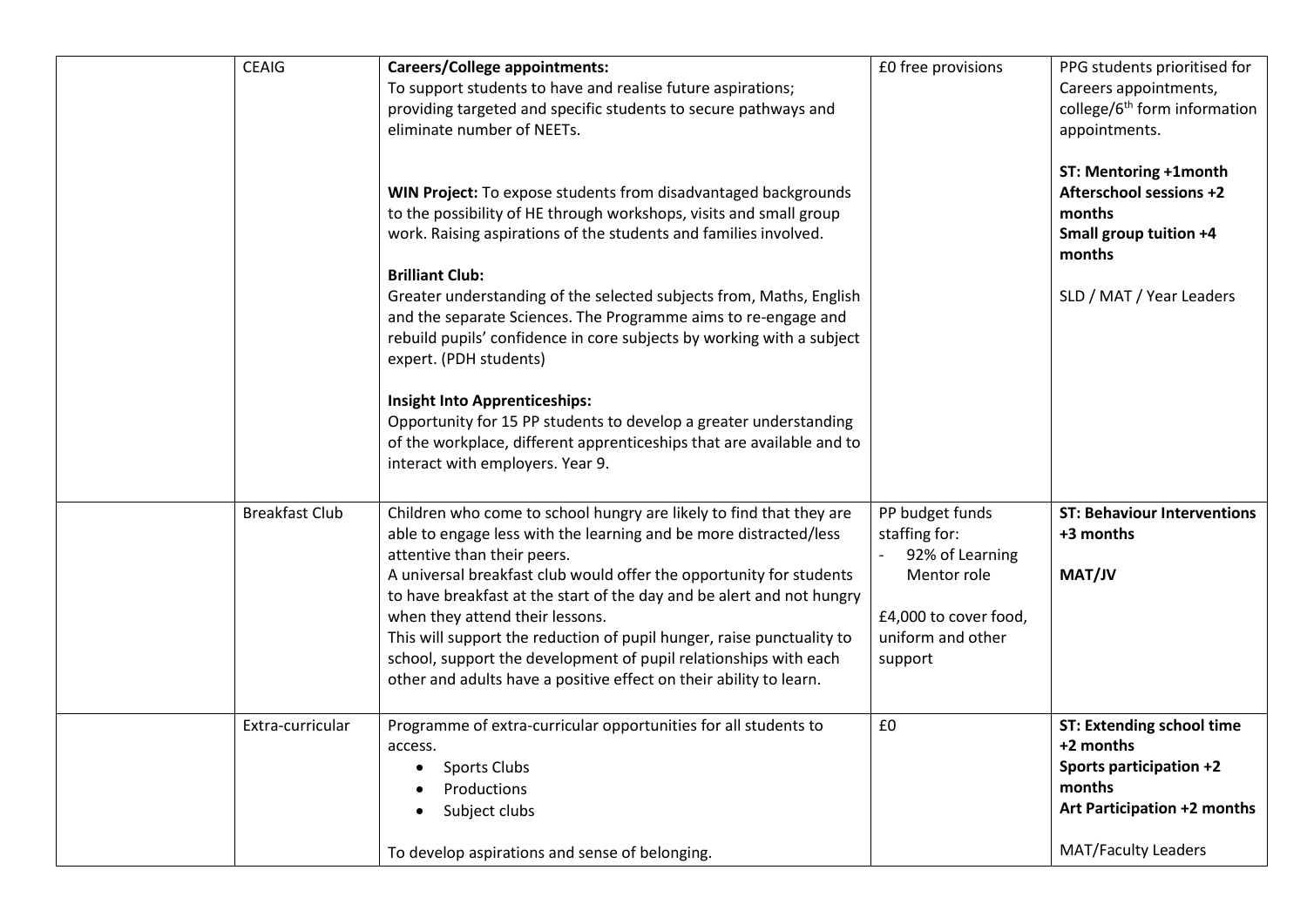| | | | | |
|---|---|---|---|---|
| | CEAIG | **Careers/College appointments:**<br>To support students to have and realise future aspirations; providing targeted and specific students to secure pathways and eliminate number of NEETs.<br><br>**WIN Project:** To expose students from disadvantaged backgrounds to the possibility of HE through workshops, visits and small group work. Raising aspirations of the students and families involved.<br><br>**Brilliant Club:**<br>Greater understanding of the selected subjects from, Maths, English and the separate Sciences. The Programme aims to re-engage and rebuild pupils' confidence in core subjects by working with a subject expert. (PDH students)<br><br>**Insight Into Apprenticeships:**<br>Opportunity for 15 PP students to develop a greater understanding of the workplace, different apprenticeships that are available and to interact with employers. Year 9. | £0 free provisions | PPG students prioritised for Careers appointments, college/6th form information appointments.<br><br>**ST: Mentoring +1month**<br>**Afterschool sessions +2 months**<br>**Small group tuition +4 months**<br><br>SLD / MAT / Year Leaders |
| | Breakfast Club | Children who come to school hungry are likely to find that they are able to engage less with the learning and be more distracted/less attentive than their peers.<br>A universal breakfast club would offer the opportunity for students to have breakfast at the start of the day and be alert and not hungry when they attend their lessons.<br>This will support the reduction of pupil hunger, raise punctuality to school, support the development of pupil relationships with each other and adults have a positive effect on their ability to learn. | PP budget funds staffing for:<br>- 92% of Learning Mentor role<br><br>£4,000 to cover food, uniform and other support | **ST: Behaviour Interventions +3 months**<br><br>**MAT/JV** |
| | Extra-curricular | Programme of extra-curricular opportunities for all students to access.<br>• Sports Clubs<br>• Productions<br>• Subject clubs<br><br>To develop aspirations and sense of belonging. | £0 | **ST: Extending school time +2 months**<br>**Sports participation +2 months**<br>**Art Participation +2 months**<br><br>MAT/Faculty Leaders |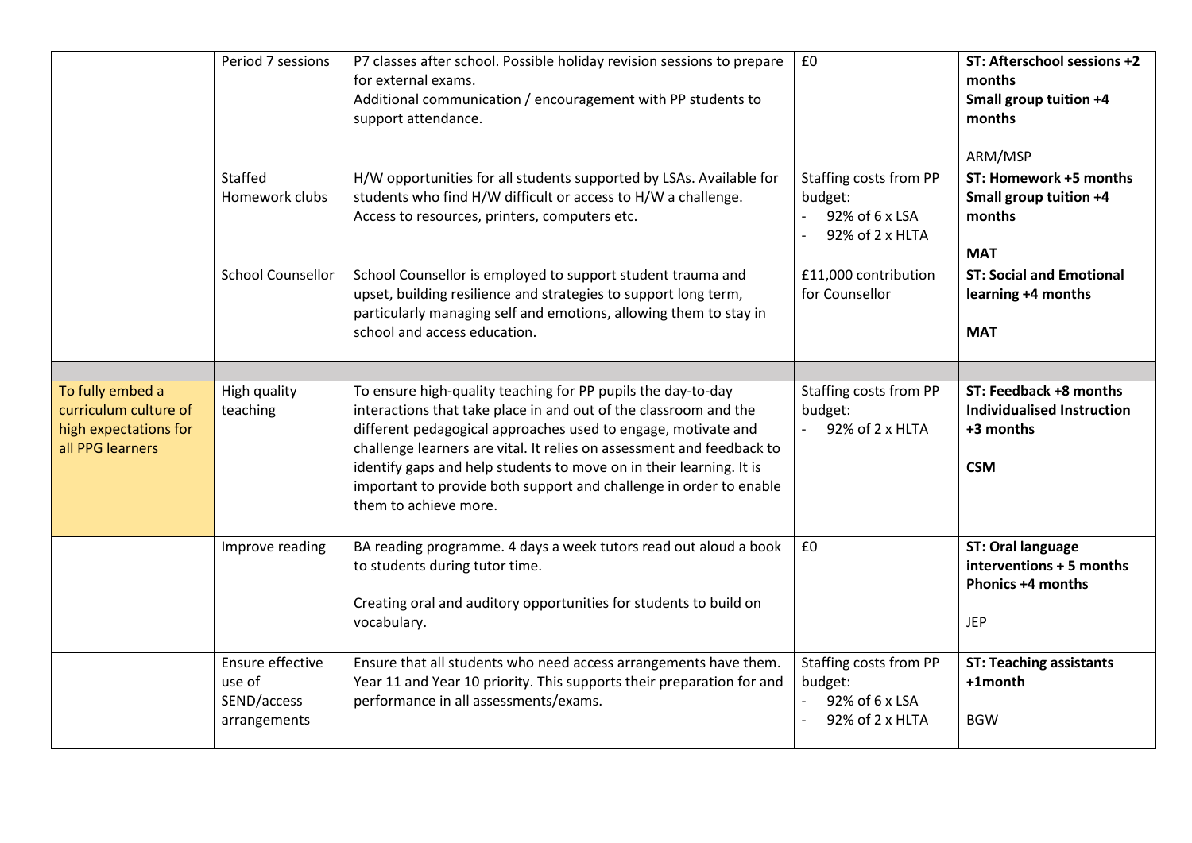| | | | | |
|---|---|---|---|---|
| | Period 7 sessions | P7 classes after school. Possible holiday revision sessions to prepare for external exams.<br>Additional communication / encouragement with PP students to support attendance. | £0 | **ST: Afterschool sessions +2 months**<br>**Small group tuition +4 months**<br><br>ARM/MSP |
| | Staffed Homework clubs | H/W opportunities for all students supported by LSAs. Available for students who find H/W difficult or access to H/W a challenge. Access to resources, printers, computers etc. | Staffing costs from PP budget:<br>- 92% of 6 x LSA<br>- 92% of 2 x HLTA | **ST: Homework +5 months**<br>**Small group tuition +4 months**<br><br>**MAT** |
| | School Counsellor | School Counsellor is employed to support student trauma and upset, building resilience and strategies to support long term, particularly managing self and emotions, allowing them to stay in school and access education. | £11,000 contribution for Counsellor | **ST: Social and Emotional learning +4 months**<br><br>**MAT** |
| | | | | |
| To fully embed a curriculum culture of high expectations for all PPG learners | High quality teaching | To ensure high-quality teaching for PP pupils the day-to-day interactions that take place in and out of the classroom and the different pedagogical approaches used to engage, motivate and challenge learners are vital. It relies on assessment and feedback to identify gaps and help students to move on in their learning. It is important to provide both support and challenge in order to enable them to achieve more. | Staffing costs from PP budget:<br>- 92% of 2 x HLTA | **ST: Feedback +8 months**<br>**Individualised Instruction +3 months**<br><br>**CSM** |
| | Improve reading | BA reading programme. 4 days a week tutors read out aloud a book to students during tutor time.<br><br>Creating oral and auditory opportunities for students to build on vocabulary. | £0 | **ST: Oral language interventions + 5 months**<br>**Phonics +4 months**<br><br>JEP |
| | Ensure effective use of SEND/access arrangements | Ensure that all students who need access arrangements have them. Year 11 and Year 10 priority. This supports their preparation for and performance in all assessments/exams. | Staffing costs from PP budget:<br>- 92% of 6 x LSA<br>- 92% of 2 x HLTA | **ST: Teaching assistants +1month**<br><br>BGW |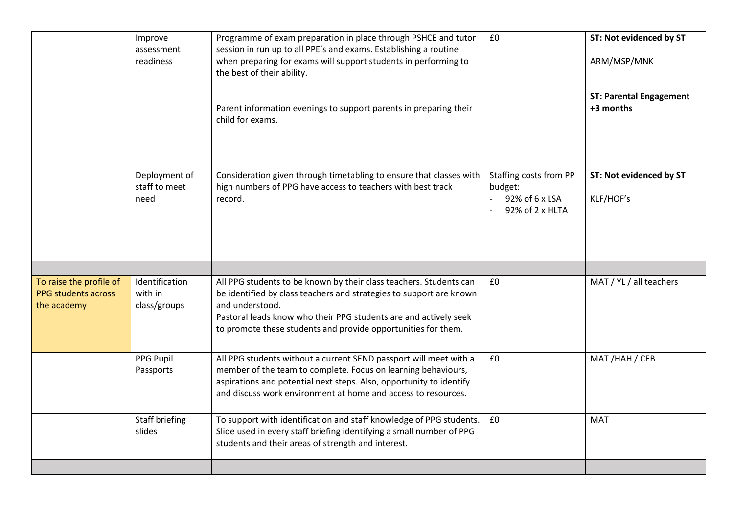| | | | | |
|---|---|---|---|---|
| | Improve assessment readiness | Programme of exam preparation in place through PSHCE and tutor session in run up to all PPE's and exams. Establishing a routine when preparing for exams will support students in performing to the best of their ability.<br><br>Parent information evenings to support parents in preparing their child for exams. | £0 | **ST: Not evidenced by ST**<br><br>ARM/MSP/MNK<br><br>**ST: Parental Engagement +3 months** |
| | Deployment of staff to meet need | Consideration given through timetabling to ensure that classes with high numbers of PPG have access to teachers with best track record. | Staffing costs from PP budget:<br>- 92% of 6 x LSA<br>- 92% of 2 x HLTA | **ST: Not evidenced by ST**<br><br>KLF/HOF's |
| | | | | |
| To raise the profile of PPG students across the academy | Identification with in class/groups | All PPG students to be known by their class teachers. Students can be identified by class teachers and strategies to support are known and understood.<br>Pastoral leads know who their PPG students are and actively seek to promote these students and provide opportunities for them. | £0 | MAT / YL / all teachers |
| | PPG Pupil Passports | All PPG students without a current SEND passport will meet with a member of the team to complete. Focus on learning behaviours, aspirations and potential next steps. Also, opportunity to identify and discuss work environment at home and access to resources. | £0 | MAT /HAH / CEB |
| | Staff briefing slides | To support with identification and staff knowledge of PPG students. Slide used in every staff briefing identifying a small number of PPG students and their areas of strength and interest. | £0 | MAT |
| | | | | |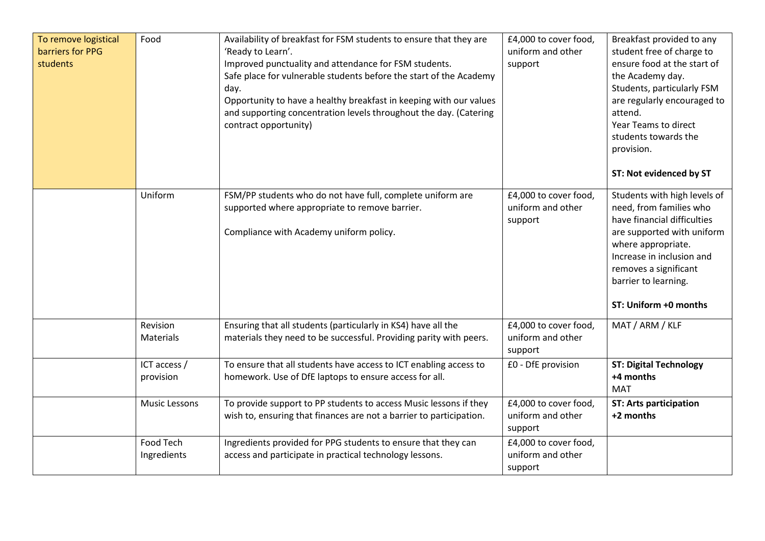| | | | | |
|---|---|---|---|---|
| To remove logistical barriers for PPG students | Food | Availability of breakfast for FSM students to ensure that they are 'Ready to Learn'.<br>Improved punctuality and attendance for FSM students.<br>Safe place for vulnerable students before the start of the Academy day.<br>Opportunity to have a healthy breakfast in keeping with our values and supporting concentration levels throughout the day. (Catering contract opportunity) | £4,000 to cover food, uniform and other support | Breakfast provided to any student free of charge to ensure food at the start of the Academy day.<br>Students, particularly FSM are regularly encouraged to attend.<br>Year Teams to direct students towards the provision.<br><br>**ST: Not evidenced by ST** |
| | Uniform | FSM/PP students who do not have full, complete uniform are supported where appropriate to remove barrier.<br><br>Compliance with Academy uniform policy. | £4,000 to cover food, uniform and other support | Students with high levels of need, from families who have financial difficulties are supported with uniform where appropriate.<br>Increase in inclusion and removes a significant barrier to learning.<br><br>**ST: Uniform +0 months** |
| | Revision Materials | Ensuring that all students (particularly in KS4) have all the materials they need to be successful. Providing parity with peers. | £4,000 to cover food, uniform and other support | MAT / ARM / KLF |
| | ICT access / provision | To ensure that all students have access to ICT enabling access to homework. Use of DfE laptops to ensure access for all. | £0 - DfE provision | **ST: Digital Technology +4 months**<br>MAT |
| | Music Lessons | To provide support to PP students to access Music lessons if they wish to, ensuring that finances are not a barrier to participation. | £4,000 to cover food, uniform and other support | **ST: Arts participation +2 months** |
| | Food Tech Ingredients | Ingredients provided for PPG students to ensure that they can access and participate in practical technology lessons. | £4,000 to cover food, uniform and other support | |